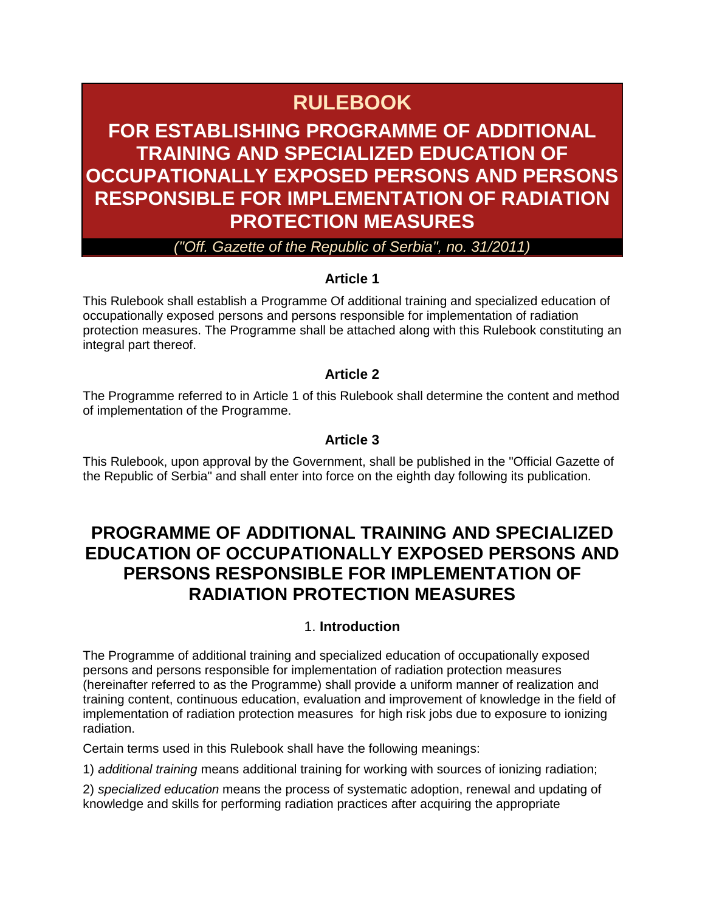# RULEBOOK

## FOR ESTABLISHING PROGRAMME OF ADDITIONAL TRAINING AND SPECIALIZED EDUCATION OF OCCUPATIONALLY EXPOSED PERSONS AND PERSONS RESPONSIBLE FOR IMPLEMENTATION OF RADIATION PROTECTION MEASURES

*("Off. Gazette of the Republic of Serbia", no. 31/2011)*

### Article 1

This Rulebook shall establish a Programme Of additional training and specialized education of occupationally exposed persons and persons responsible for implementation of radiation protection measures. The Programme shall be attached along with this Rulebook constituting an integral part thereof.

### Article 2

The Programme referred to in Article 1 of this Rulebook shall determine the content and method of implementation of the Programme.

### Article 3

This Rulebook, upon approval by the Government, shall be published in the "Official Gazette of the Republic of Serbia" and shall enter into force on the eighth day following its publication.

## PROGRAMME OF ADDITIONAL TRAINING AND SPECIALIZED EDUCATION OF OCCUPATIONALLY EXPOSED PERSONS AND PERSONS RESPONSIBLE FOR IMPLEMENTATION OF RADIATION PROTECTION MEASURES

### 1. Introduction

The Programme of additional training and specialized education of occupationally exposed persons and persons responsible for implementation of radiation protection measures (hereinafter referred to as the Programme) shall provide a uniform manner of realization and training content, continuous education, evaluation and improvement of knowledge in the field of implementation of radiation protection measures for high risk jobs due to exposure to ionizing radiation.

Certain terms used in this Rulebook shall have the following meanings:

1) *additional training* means additional training for working with sources of ionizing radiation;

2) *specialized education* means the process of systematic adoption, renewal and updating of knowledge and skills for performing radiation practices after acquiring the appropriate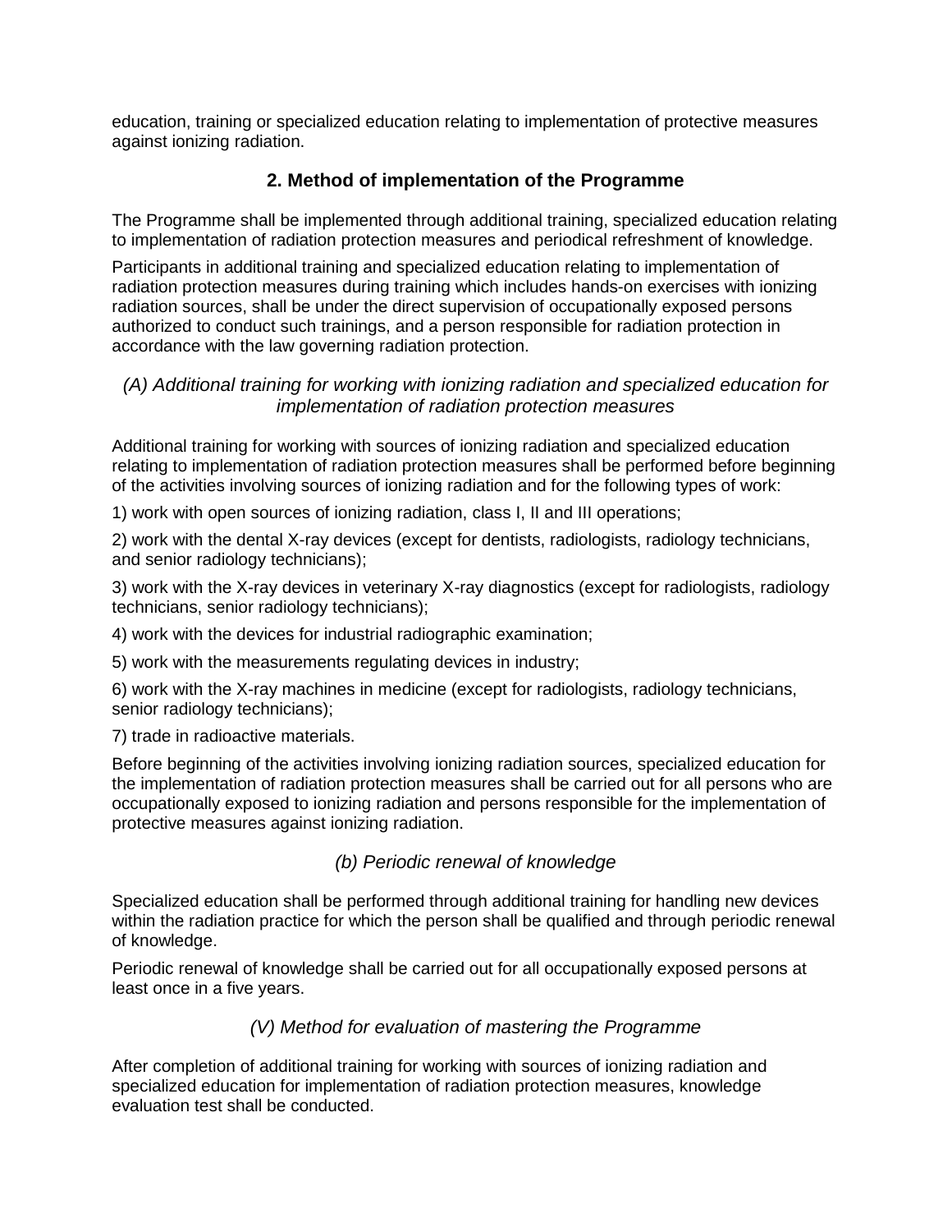education, training or specialized education relating to implementation of protective measures against ionizing radiation.

## 2. Method of implementation of the Programme

The Programme shall be implemented through additional training, specialized education relating to implementation of radiation protection measures and periodical refreshment of knowledge.

Participants in additional training and specialized education relating to implementation of radiation protection measures during training which includes hands-on exercises with ionizing radiation sources, shall be under the direct supervision of occupationally exposed persons authorized to conduct such trainings, and a person responsible for radiation protection in accordance with the law governing radiation protection.

### *(A) Additional training for working with ionizing radiation and specialized education for implementation of radiation protection measures*

Additional training for working with sources of ionizing radiation and specialized education relating to implementation of radiation protection measures shall be performed before beginning of the activities involving sources of ionizing radiation and for the following types of work:

1) work with open sources of ionizing radiation, class I, II and III operations;

2) work with the dental X-ray devices (except for dentists, radiologists, radiology technicians, and senior radiology technicians);

3) work with the X-ray devices in veterinary X-ray diagnostics (except for radiologists, radiology technicians, senior radiology technicians);

4) work with the devices for industrial radiographic examination;

5) work with the measurements regulating devices in industry;

6) work with the X-ray machines in medicine (except for radiologists, radiology technicians, senior radiology technicians);

7) trade in radioactive materials.

Before beginning of the activities involving ionizing radiation sources, specialized education for the implementation of radiation protection measures shall be carried out for all persons who are occupationally exposed to ionizing radiation and persons responsible for the implementation of protective measures against ionizing radiation.

### *(b) Periodic renewal of knowledge*

Specialized education shall be performed through additional training for handling new devices within the radiation practice for which the person shall be qualified and through periodic renewal of knowledge.

Periodic renewal of knowledge shall be carried out for all occupationally exposed persons at least once in a five years.

### *(V) Method for evaluation of mastering the Programme*

After completion of additional training for working with sources of ionizing radiation and specialized education for implementation of radiation protection measures, knowledge evaluation test shall be conducted.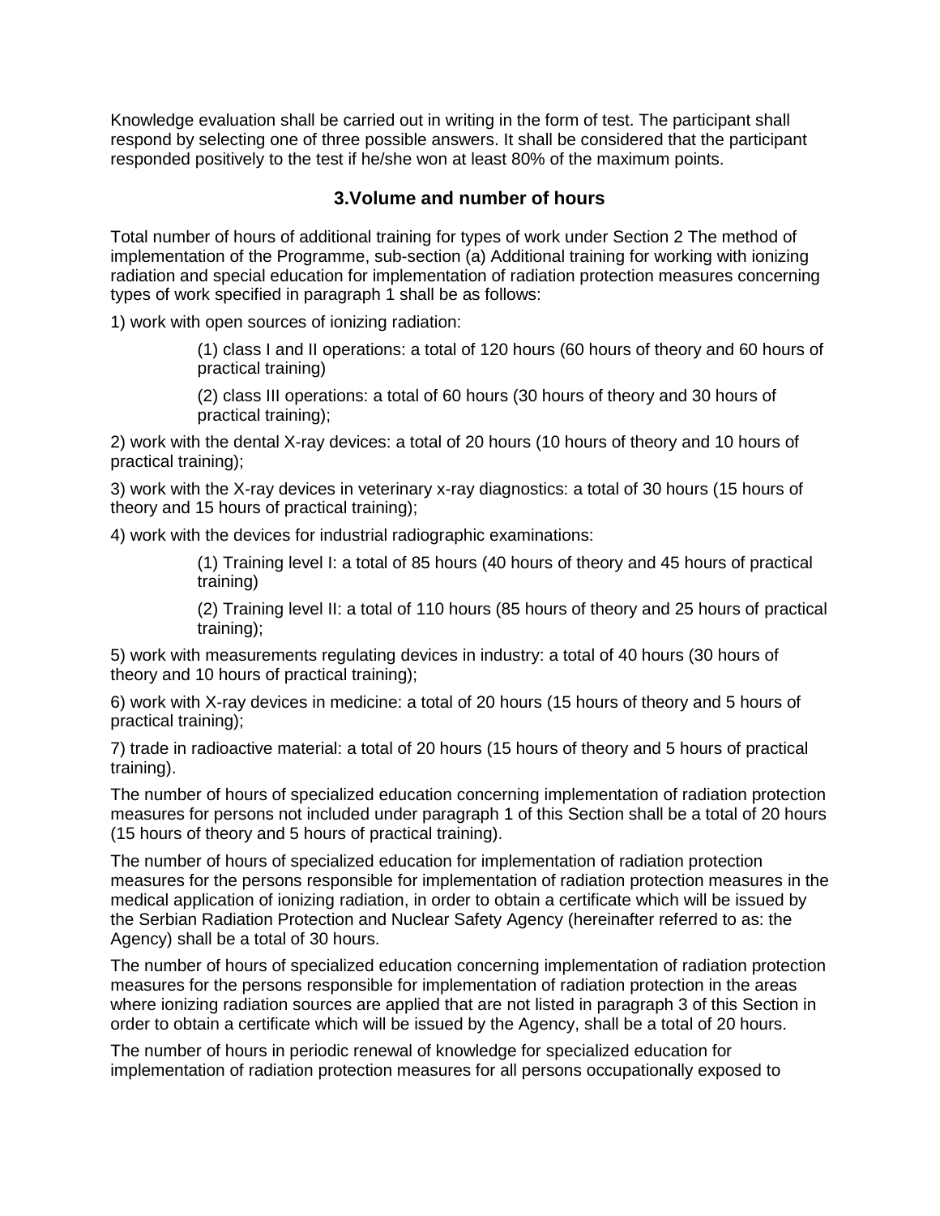Knowledge evaluation shall be carried out in writing in the form of test. The participant shall respond by selecting one of three possible answers. It shall be considered that the participant responded positively to the test if he/she won at least 80% of the maximum points.

## 3.Volume and number of hours

Total number of hours of additional training for types of work under Section 2 The method of implementation of the Programme, sub-section (a) Additional training for working with ionizing radiation and special education for implementation of radiation protection measures concerning types of work specified in paragraph 1 shall be as follows:

1) work with open sources of ionizing radiation:

> (1) class I and II operations: a total of 120 hours (60 hours of theory and 60 hours of practical training)
>
> (2) class III operations: a total of 60 hours (30 hours of theory and 30 hours of practical training);

2) work with the dental X-ray devices: a total of 20 hours (10 hours of theory and 10 hours of practical training);

3) work with the X-ray devices in veterinary x-ray diagnostics: a total of 30 hours (15 hours of theory and 15 hours of practical training);

4) work with the devices for industrial radiographic examinations:

> (1) Training level I: a total of 85 hours (40 hours of theory and 45 hours of practical training)
>
> (2) Training level II: a total of 110 hours (85 hours of theory and 25 hours of practical training);

5) work with measurements regulating devices in industry: a total of 40 hours (30 hours of theory and 10 hours of practical training);

6) work with X-ray devices in medicine: a total of 20 hours (15 hours of theory and 5 hours of practical training);

7) trade in radioactive material: a total of 20 hours (15 hours of theory and 5 hours of practical training).

The number of hours of specialized education concerning implementation of radiation protection measures for persons not included under paragraph 1 of this Section shall be a total of 20 hours (15 hours of theory and 5 hours of practical training).

The number of hours of specialized education for implementation of radiation protection measures for the persons responsible for implementation of radiation protection measures in the medical application of ionizing radiation, in order to obtain a certificate which will be issued by the Serbian Radiation Protection and Nuclear Safety Agency (hereinafter referred to as: the Agency) shall be a total of 30 hours.

The number of hours of specialized education concerning implementation of radiation protection measures for the persons responsible for implementation of radiation protection in the areas where ionizing radiation sources are applied that are not listed in paragraph 3 of this Section in order to obtain a certificate which will be issued by the Agency, shall be a total of 20 hours.

The number of hours in periodic renewal of knowledge for specialized education for implementation of radiation protection measures for all persons occupationally exposed to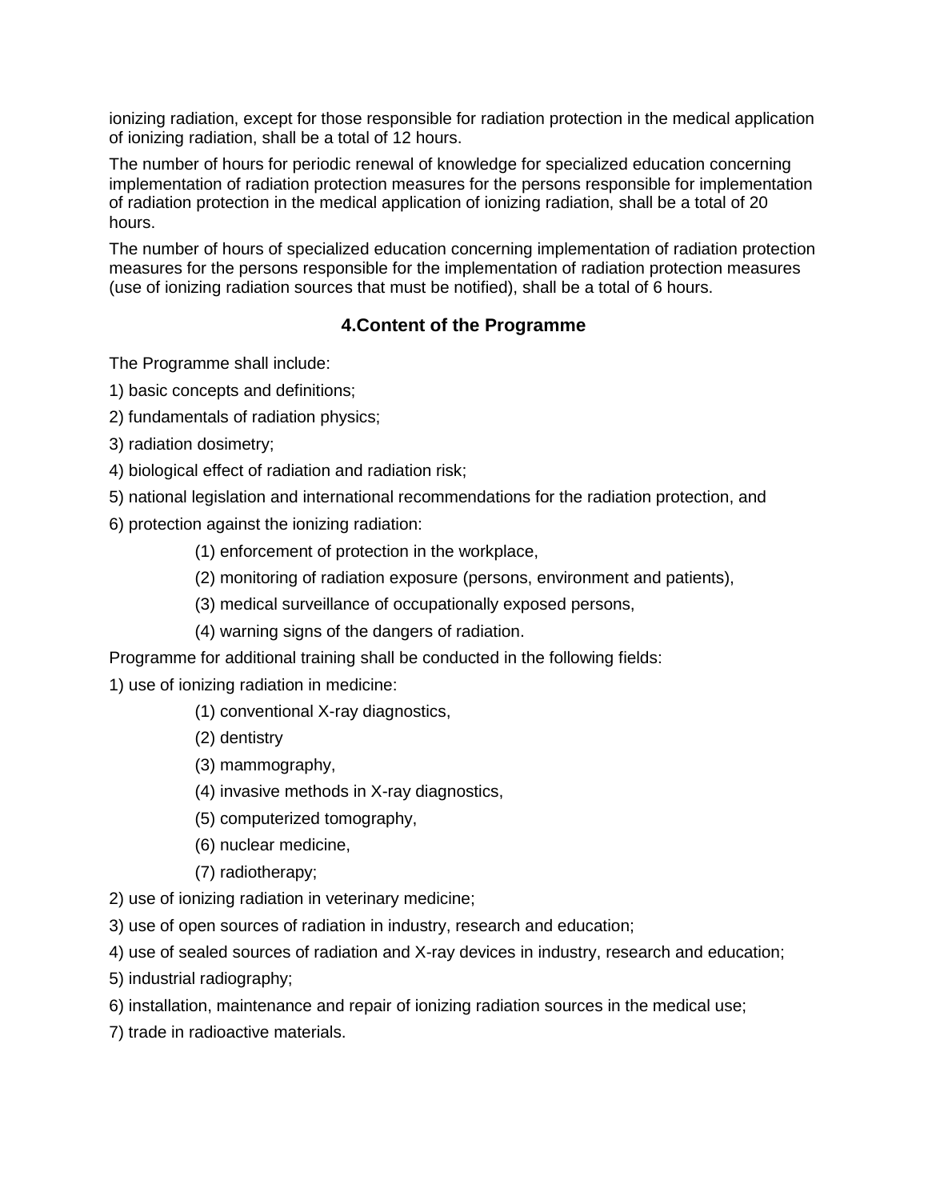ionizing radiation, except for those responsible for radiation protection in the medical application of ionizing radiation, shall be a total of 12 hours.

The number of hours for periodic renewal of knowledge for specialized education concerning implementation of radiation protection measures for the persons responsible for implementation of radiation protection in the medical application of ionizing radiation, shall be a total of 20 hours.

The number of hours of specialized education concerning implementation of radiation protection measures for the persons responsible for the implementation of radiation protection measures (use of ionizing radiation sources that must be notified), shall be a total of 6 hours.

## 4.Content of the Programme

The Programme shall include:

1) basic concepts and definitions;

2) fundamentals of radiation physics;

3) radiation dosimetry;

4) biological effect of radiation and radiation risk;

5) national legislation and international recommendations for the radiation protection, and

6) protection against the ionizing radiation:

 (1) enforcement of protection in the workplace,

 (2) monitoring of radiation exposure (persons, environment and patients),

 (3) medical surveillance of occupationally exposed persons,

 (4) warning signs of the dangers of radiation.

Programme for additional training shall be conducted in the following fields:

1) use of ionizing radiation in medicine:

 (1) conventional X-ray diagnostics,

 (2) dentistry

 (3) mammography,

 (4) invasive methods in X-ray diagnostics,

 (5) computerized tomography,

 (6) nuclear medicine,

 (7) radiotherapy;

2) use of ionizing radiation in veterinary medicine;

3) use of open sources of radiation in industry, research and education;

4) use of sealed sources of radiation and X-ray devices in industry, research and education;

5) industrial radiography;

6) installation, maintenance and repair of ionizing radiation sources in the medical use;

7) trade in radioactive materials.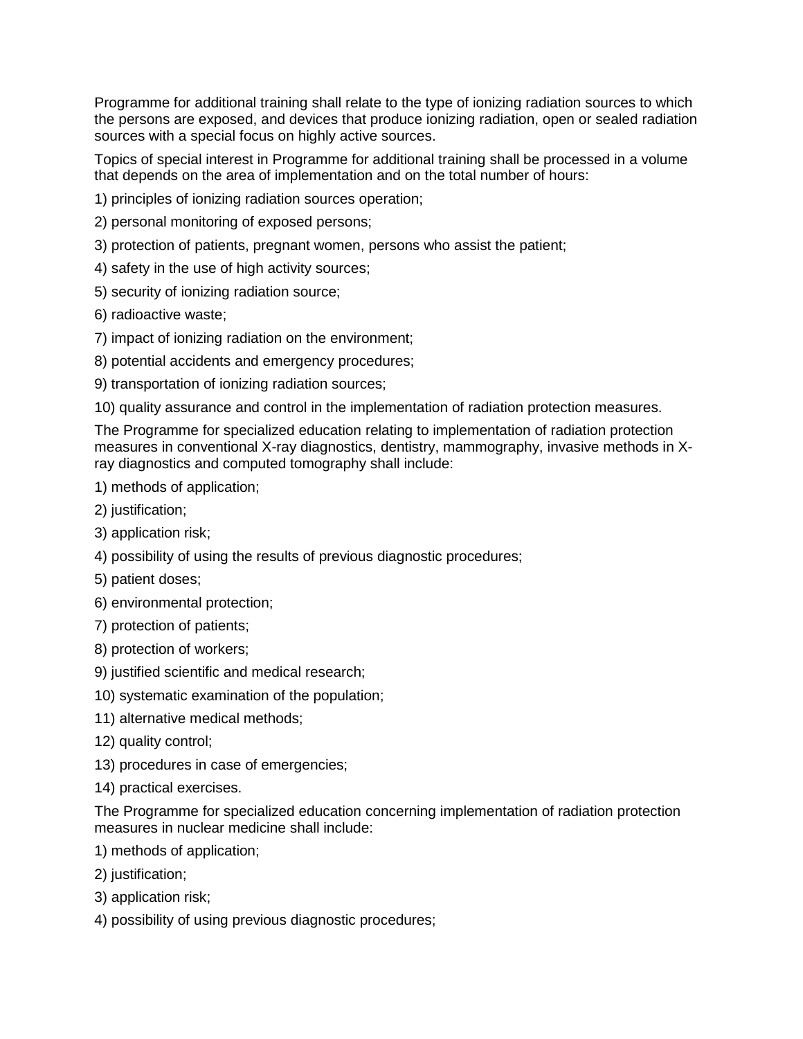Programme for additional training shall relate to the type of ionizing radiation sources to which the persons are exposed, and devices that produce ionizing radiation, open or sealed radiation sources with a special focus on highly active sources.

Topics of special interest in Programme for additional training shall be processed in a volume that depends on the area of implementation and on the total number of hours:

1) principles of ionizing radiation sources operation;

2) personal monitoring of exposed persons;

3) protection of patients, pregnant women, persons who assist the patient;

4) safety in the use of high activity sources;

5) security of ionizing radiation source;

6) radioactive waste;

7) impact of ionizing radiation on the environment;

8) potential accidents and emergency procedures;

9) transportation of ionizing radiation sources;

10) quality assurance and control in the implementation of radiation protection measures.

The Programme for specialized education relating to implementation of radiation protection measures in conventional X-ray diagnostics, dentistry, mammography, invasive methods in X-ray diagnostics and computed tomography shall include:

1) methods of application;

2) justification;

3) application risk;

4) possibility of using the results of previous diagnostic procedures;

5) patient doses;

6) environmental protection;

7) protection of patients;

8) protection of workers;

9) justified scientific and medical research;

10) systematic examination of the population;

11) alternative medical methods;

12) quality control;

13) procedures in case of emergencies;

14) practical exercises.

The Programme for specialized education concerning implementation of radiation protection measures in nuclear medicine shall include:

1) methods of application;

2) justification;

3) application risk;

4) possibility of using previous diagnostic procedures;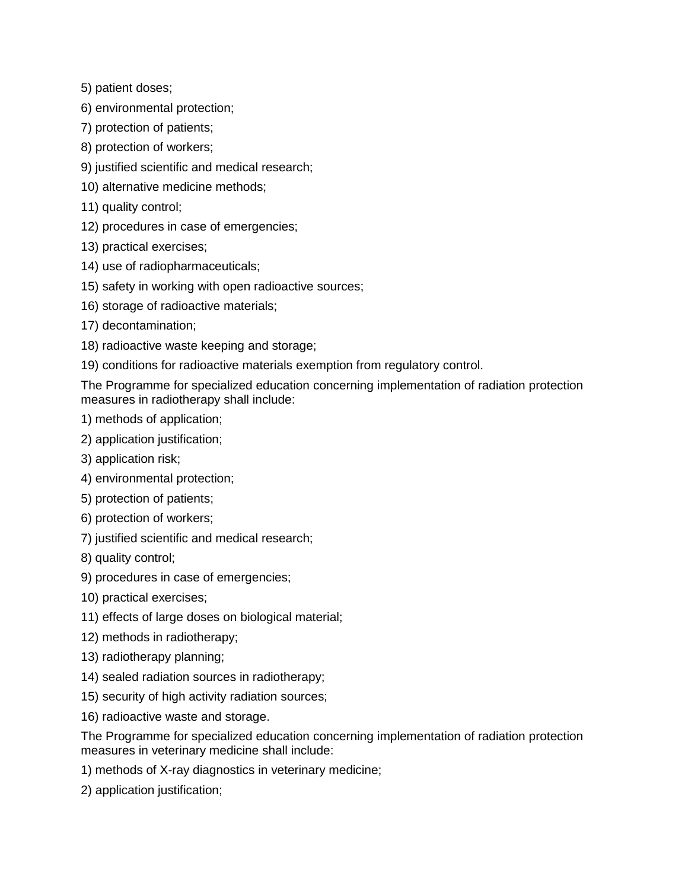5) patient doses;

6) environmental protection;

7) protection of patients;

8) protection of workers;

9) justified scientific and medical research;

10) alternative medicine methods;

11) quality control;

12) procedures in case of emergencies;

13) practical exercises;

14) use of radiopharmaceuticals;

15) safety in working with open radioactive sources;

16) storage of radioactive materials;

17) decontamination;

18) radioactive waste keeping and storage;

19) conditions for radioactive materials exemption from regulatory control.

The Programme for specialized education concerning implementation of radiation protection measures in radiotherapy shall include:

1) methods of application;

2) application justification;

3) application risk;

4) environmental protection;

5) protection of patients;

6) protection of workers;

7) justified scientific and medical research;

8) quality control;

9) procedures in case of emergencies;

10) practical exercises;

11) effects of large doses on biological material;

12) methods in radiotherapy;

13) radiotherapy planning;

14) sealed radiation sources in radiotherapy;

15) security of high activity radiation sources;

16) radioactive waste and storage.

The Programme for specialized education concerning implementation of radiation protection measures in veterinary medicine shall include:

1) methods of X-ray diagnostics in veterinary medicine;

2) application justification;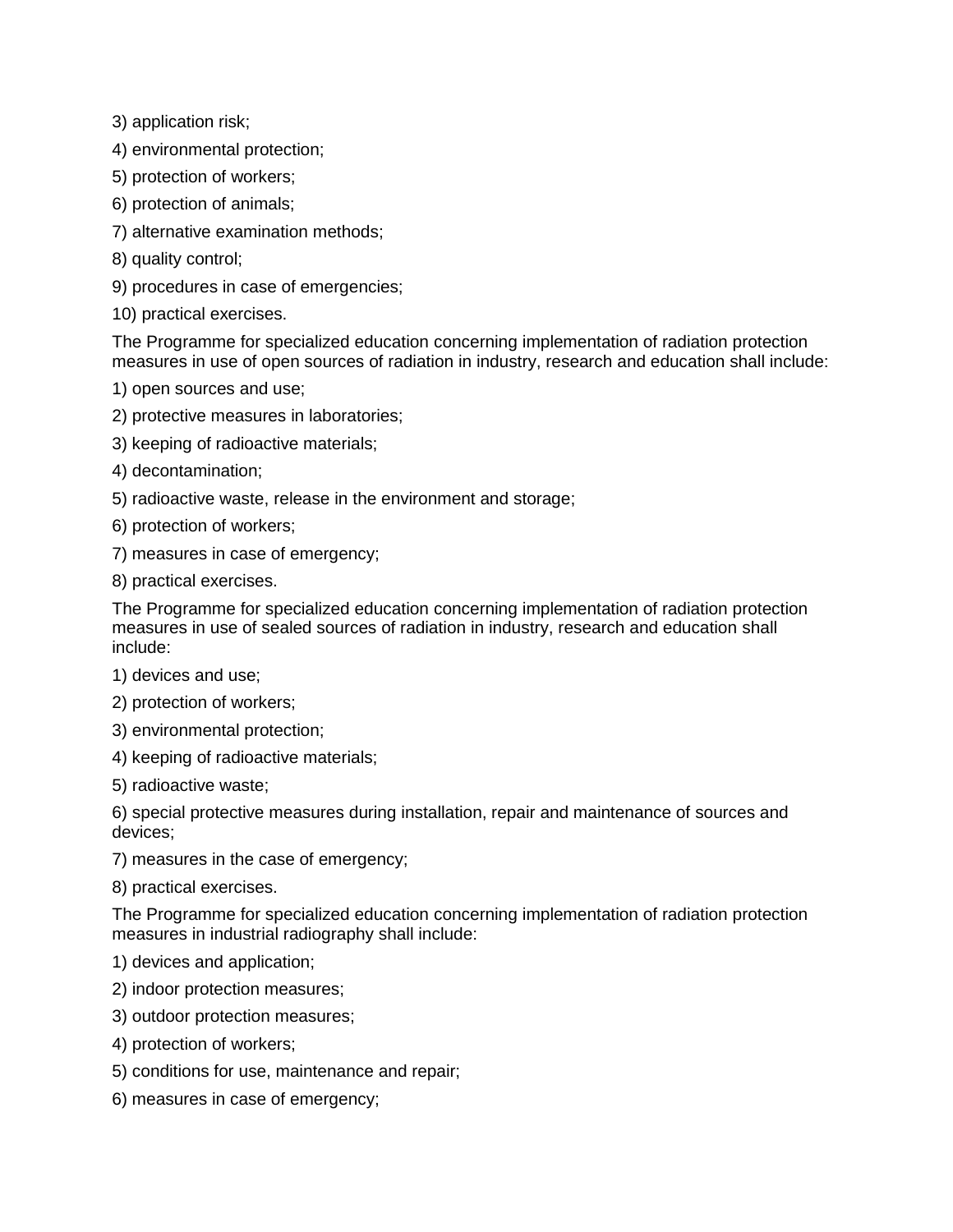3) application risk;

4) environmental protection;

5) protection of workers;

6) protection of animals;

7) alternative examination methods;

8) quality control;

9) procedures in case of emergencies;

10) practical exercises.

The Programme for specialized education concerning implementation of radiation protection measures in use of open sources of radiation in industry, research and education shall include:

1) open sources and use;

2) protective measures in laboratories;

3) keeping of radioactive materials;

4) decontamination;

5) radioactive waste, release in the environment and storage;

6) protection of workers;

7) measures in case of emergency;

8) practical exercises.

The Programme for specialized education concerning implementation of radiation protection measures in use of sealed sources of radiation in industry, research and education shall include:

1) devices and use;

2) protection of workers;

3) environmental protection;

4) keeping of radioactive materials;

5) radioactive waste;

6) special protective measures during installation, repair and maintenance of sources and devices;

7) measures in the case of emergency;

8) practical exercises.

The Programme for specialized education concerning implementation of radiation protection measures in industrial radiography shall include:

1) devices and application;

2) indoor protection measures;

3) outdoor protection measures;

4) protection of workers;

5) conditions for use, maintenance and repair;

6) measures in case of emergency;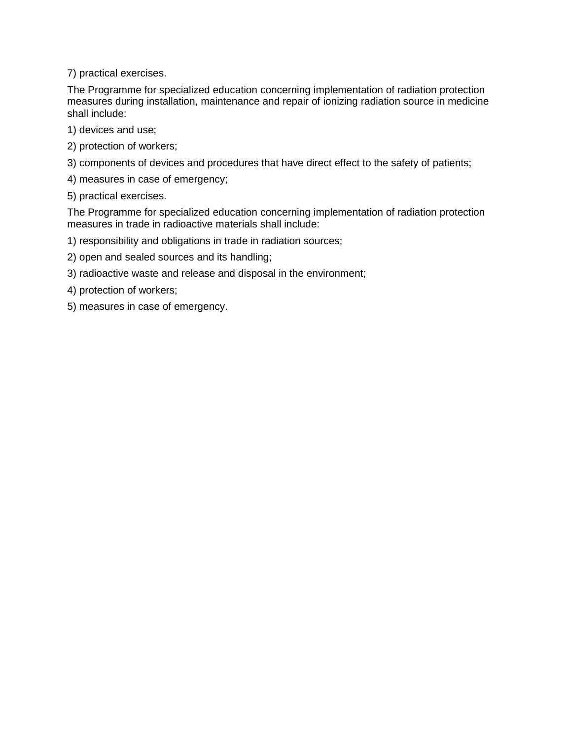7) practical exercises.

The Programme for specialized education concerning implementation of radiation protection measures during installation, maintenance and repair of ionizing radiation source in medicine shall include:

1) devices and use;

2) protection of workers;

3) components of devices and procedures that have direct effect to the safety of patients;

4) measures in case of emergency;

5) practical exercises.

The Programme for specialized education concerning implementation of radiation protection measures in trade in radioactive materials shall include:

1) responsibility and obligations in trade in radiation sources;

2) open and sealed sources and its handling;

3) radioactive waste and release and disposal in the environment;

4) protection of workers;

5) measures in case of emergency.